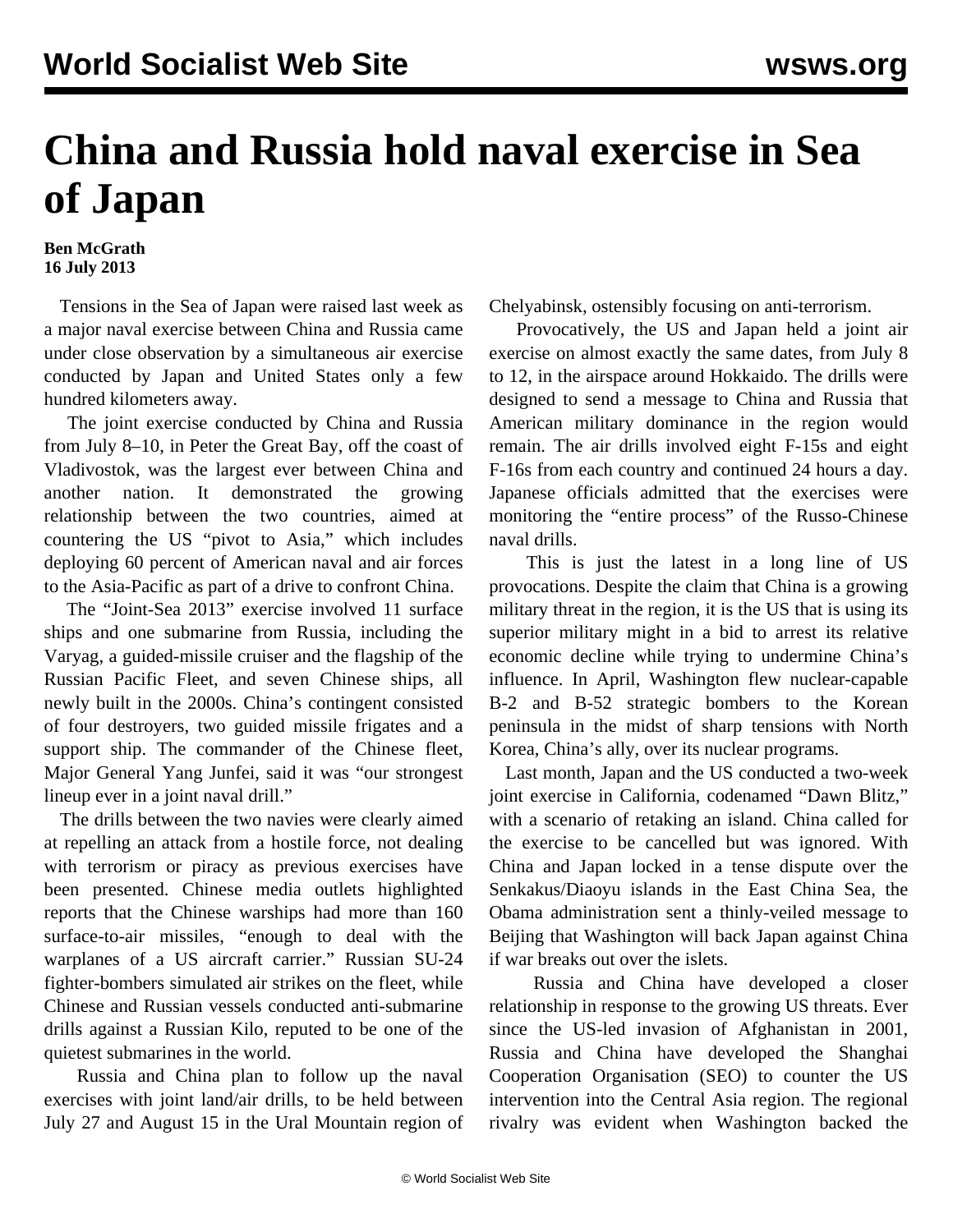# China and Russia hold naval exercise in Sea of Japan

**Ben McGrath**
**16 July 2013**

Tensions in the Sea of Japan were raised last week as a major naval exercise between China and Russia came under close observation by a simultaneous air exercise conducted by Japan and United States only a few hundred kilometers away.

The joint exercise conducted by China and Russia from July 8–10, in Peter the Great Bay, off the coast of Vladivostok, was the largest ever between China and another nation. It demonstrated the growing relationship between the two countries, aimed at countering the US "pivot to Asia," which includes deploying 60 percent of American naval and air forces to the Asia-Pacific as part of a drive to confront China.

The "Joint-Sea 2013" exercise involved 11 surface ships and one submarine from Russia, including the Varyag, a guided-missile cruiser and the flagship of the Russian Pacific Fleet, and seven Chinese ships, all newly built in the 2000s. China's contingent consisted of four destroyers, two guided missile frigates and a support ship. The commander of the Chinese fleet, Major General Yang Junfei, said it was "our strongest lineup ever in a joint naval drill."

The drills between the two navies were clearly aimed at repelling an attack from a hostile force, not dealing with terrorism or piracy as previous exercises have been presented. Chinese media outlets highlighted reports that the Chinese warships had more than 160 surface-to-air missiles, "enough to deal with the warplanes of a US aircraft carrier." Russian SU-24 fighter-bombers simulated air strikes on the fleet, while Chinese and Russian vessels conducted anti-submarine drills against a Russian Kilo, reputed to be one of the quietest submarines in the world.

Russia and China plan to follow up the naval exercises with joint land/air drills, to be held between July 27 and August 15 in the Ural Mountain region of Chelyabinsk, ostensibly focusing on anti-terrorism.

Provocatively, the US and Japan held a joint air exercise on almost exactly the same dates, from July 8 to 12, in the airspace around Hokkaido. The drills were designed to send a message to China and Russia that American military dominance in the region would remain. The air drills involved eight F-15s and eight F-16s from each country and continued 24 hours a day. Japanese officials admitted that the exercises were monitoring the "entire process" of the Russo-Chinese naval drills.

This is just the latest in a long line of US provocations. Despite the claim that China is a growing military threat in the region, it is the US that is using its superior military might in a bid to arrest its relative economic decline while trying to undermine China's influence. In April, Washington flew nuclear-capable B-2 and B-52 strategic bombers to the Korean peninsula in the midst of sharp tensions with North Korea, China's ally, over its nuclear programs.

Last month, Japan and the US conducted a two-week joint exercise in California, codenamed "Dawn Blitz," with a scenario of retaking an island. China called for the exercise to be cancelled but was ignored. With China and Japan locked in a tense dispute over the Senkakus/Diaoyu islands in the East China Sea, the Obama administration sent a thinly-veiled message to Beijing that Washington will back Japan against China if war breaks out over the islets.

Russia and China have developed a closer relationship in response to the growing US threats. Ever since the US-led invasion of Afghanistan in 2001, Russia and China have developed the Shanghai Cooperation Organisation (SEO) to counter the US intervention into the Central Asia region. The regional rivalry was evident when Washington backed the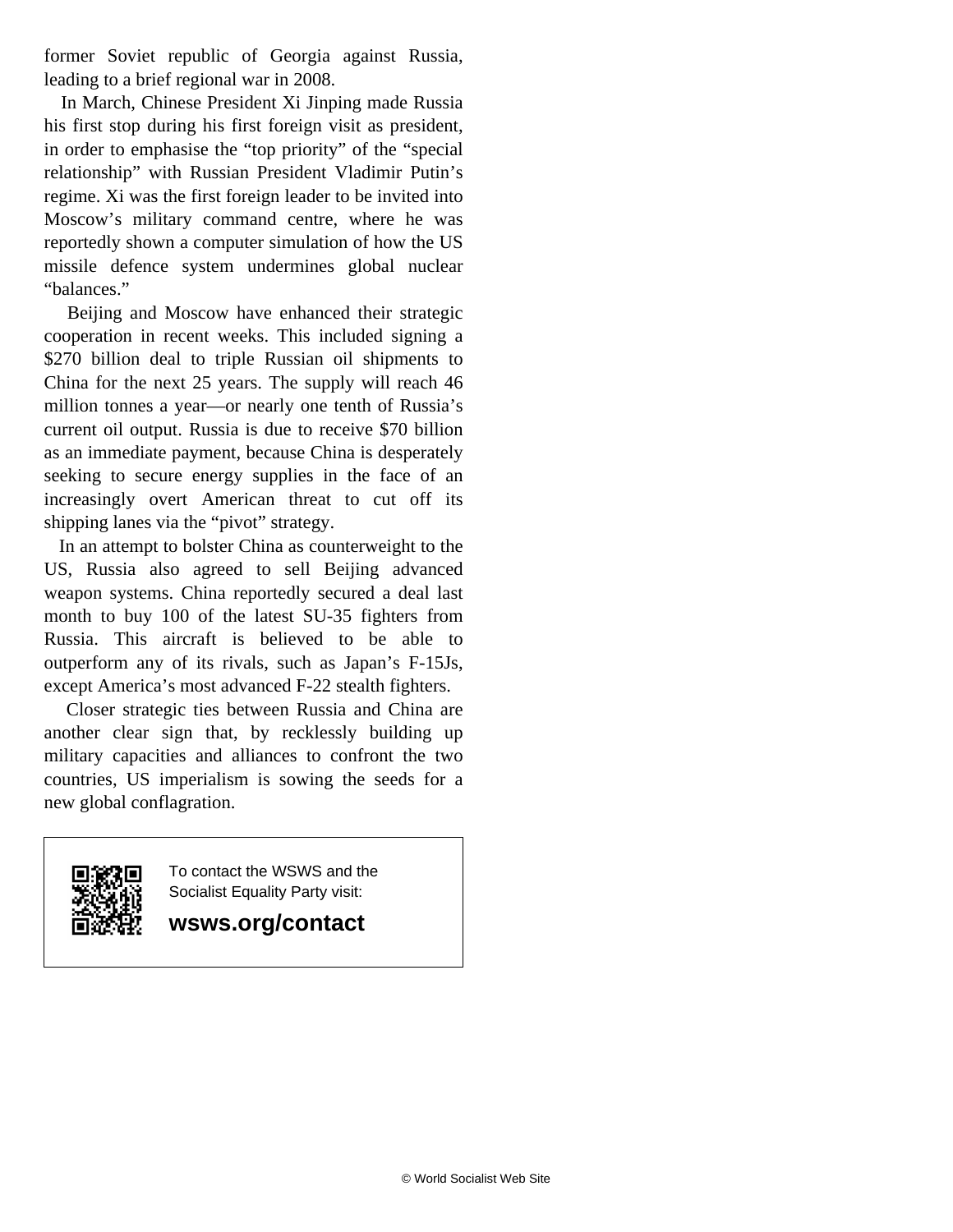former Soviet republic of Georgia against Russia, leading to a brief regional war in 2008.

In March, Chinese President Xi Jinping made Russia his first stop during his first foreign visit as president, in order to emphasise the "top priority" of the "special relationship" with Russian President Vladimir Putin's regime. Xi was the first foreign leader to be invited into Moscow's military command centre, where he was reportedly shown a computer simulation of how the US missile defence system undermines global nuclear "balances."

Beijing and Moscow have enhanced their strategic cooperation in recent weeks. This included signing a $270 billion deal to triple Russian oil shipments to China for the next 25 years. The supply will reach 46 million tonnes a year—or nearly one tenth of Russia's current oil output. Russia is due to receive $70 billion as an immediate payment, because China is desperately seeking to secure energy supplies in the face of an increasingly overt American threat to cut off its shipping lanes via the "pivot" strategy.

In an attempt to bolster China as counterweight to the US, Russia also agreed to sell Beijing advanced weapon systems. China reportedly secured a deal last month to buy 100 of the latest SU-35 fighters from Russia. This aircraft is believed to be able to outperform any of its rivals, such as Japan's F-15Js, except America's most advanced F-22 stealth fighters.

Closer strategic ties between Russia and China are another clear sign that, by recklessly building up military capacities and alliances to confront the two countries, US imperialism is sowing the seeds for a new global conflagration.

To contact the WSWS and the Socialist Equality Party visit:

**wsws.org/contact**